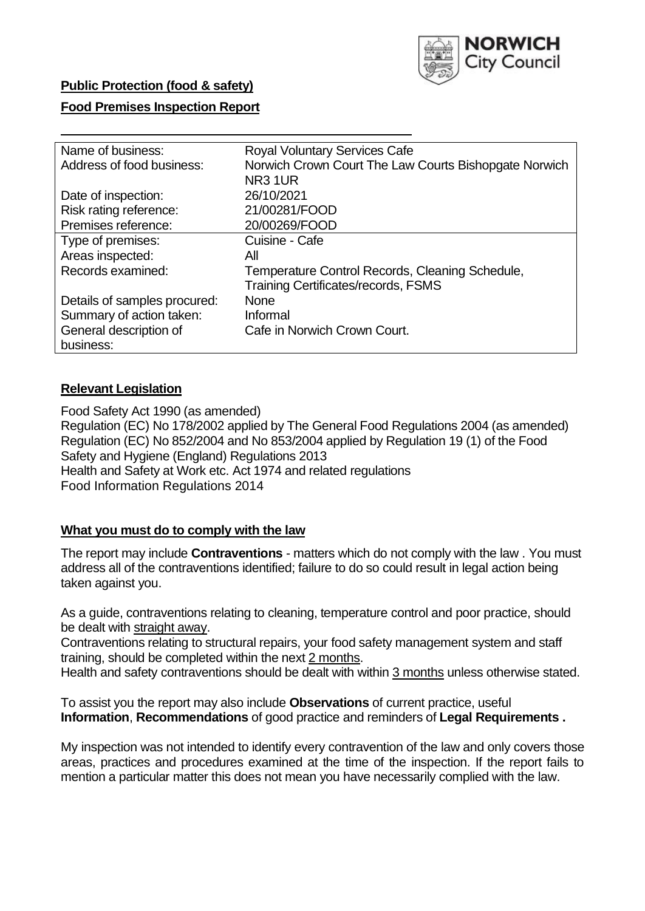**Public Protection (food & safety)**

**Food Premises Inspection Report**

| Name of business: | Royal Voluntary Services Cafe |
|---|---|
| Address of food business: | Norwich Crown Court The Law Courts Bishopgate Norwich NR3 1UR |
| Date of inspection: | 26/10/2021 |
| Risk rating reference: | 21/00281/FOOD |
| Premises reference: | 20/00269/FOOD |
| Type of premises: | Cuisine - Cafe |
| Areas inspected: | All |
| Records examined: | Temperature Control Records, Cleaning Schedule, Training Certificates/records, FSMS |
| Details of samples procured: | None |
| Summary of action taken: | Informal |
| General description of business: | Cafe in Norwich Crown Court. |

## **Relevant Legislation**

Food Safety Act 1990 (as amended)
Regulation (EC) No 178/2002 applied by The General Food Regulations 2004 (as amended)
Regulation (EC) No 852/2004 and No 853/2004 applied by Regulation 19 (1) of the Food Safety and Hygiene (England) Regulations 2013
Health and Safety at Work etc. Act 1974 and related regulations
Food Information Regulations 2014

## **What you must do to comply with the law**

The report may include **Contraventions** - matters which do not comply with the law . You must address all of the contraventions identified; failure to do so could result in legal action being taken against you.

As a guide, contraventions relating to cleaning, temperature control and poor practice, should be dealt with straight away.

Contraventions relating to structural repairs, your food safety management system and staff training, should be completed within the next 2 months.

Health and safety contraventions should be dealt with within 3 months unless otherwise stated.

To assist you the report may also include **Observations** of current practice, useful **Information**, **Recommendations** of good practice and reminders of **Legal Requirements .**

My inspection was not intended to identify every contravention of the law and only covers those areas, practices and procedures examined at the time of the inspection. If the report fails to mention a particular matter this does not mean you have necessarily complied with the law.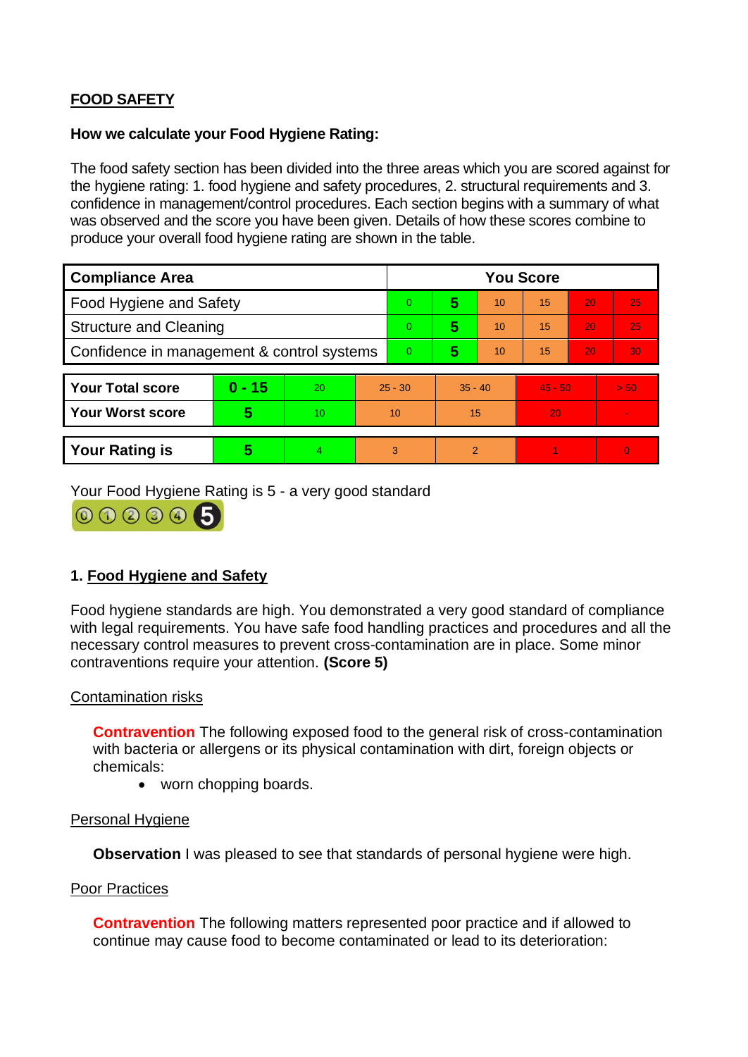## FOOD SAFETY

**How we calculate your Food Hygiene Rating:**

The food safety section has been divided into the three areas which you are scored against for the hygiene rating: 1. food hygiene and safety procedures, 2. structural requirements and 3. confidence in management/control procedures. Each section begins with a summary of what was observed and the score you have been given. Details of how these scores combine to produce your overall food hygiene rating are shown in the table.

| Compliance Area | You Score | | | | | |
|---|---|---|---|---|---|---|
| Food Hygiene and Safety | 0 | **5** | 10 | 15 | 20 | 25 |
| Structure and Cleaning | 0 | **5** | 10 | 15 | 20 | 25 |
| Confidence in management & control systems | 0 | **5** | 10 | 15 | 20 | 30 |

| | | | | | | |
|---|---|---|---|---|---|---|
| **Your Total score** | **0 - 15** | 20 | 25 - 30 | 35 - 40 | 45 - 50 | > 50 |
| **Your Worst score** | **5** | 10 | 10 | 15 | 20 | - |

| | | | | | | |
|---|---|---|---|---|---|---|
| **Your Rating is** | **5** | 4 | 3 | 2 | 1 | 0 |

Your Food Hygiene Rating is 5 - a very good standard

### 1. Food Hygiene and Safety

Food hygiene standards are high. You demonstrated a very good standard of compliance with legal requirements. You have safe food handling practices and procedures and all the necessary control measures to prevent cross-contamination are in place. Some minor contraventions require your attention. **(Score 5)**

Contamination risks

**Contravention** The following exposed food to the general risk of cross-contamination with bacteria or allergens or its physical contamination with dirt, foreign objects or chemicals:

- worn chopping boards.

Personal Hygiene

**Observation** I was pleased to see that standards of personal hygiene were high.

Poor Practices

**Contravention** The following matters represented poor practice and if allowed to continue may cause food to become contaminated or lead to its deterioration: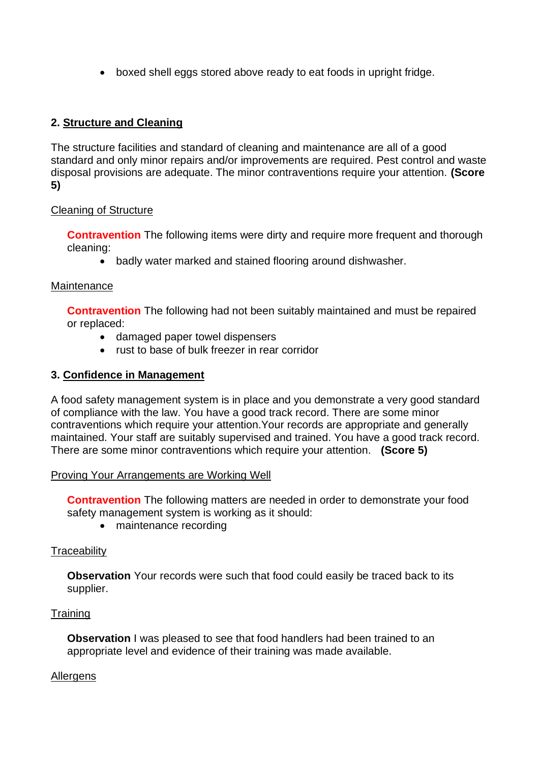- boxed shell eggs stored above ready to eat foods in upright fridge.

## 2. Structure and Cleaning

The structure facilities and standard of cleaning and maintenance are all of a good standard and only minor repairs and/or improvements are required. Pest control and waste disposal provisions are adequate. The minor contraventions require your attention. **(Score 5)**

Cleaning of Structure

**Contravention** The following items were dirty and require more frequent and thorough cleaning:

- badly water marked and stained flooring around dishwasher.

Maintenance

**Contravention** The following had not been suitably maintained and must be repaired or replaced:

- damaged paper towel dispensers
- rust to base of bulk freezer in rear corridor

## 3. Confidence in Management

A food safety management system is in place and you demonstrate a very good standard of compliance with the law. You have a good track record. There are some minor contraventions which require your attention.Your records are appropriate and generally maintained. Your staff are suitably supervised and trained. You have a good track record. There are some minor contraventions which require your attention. **(Score 5)**

Proving Your Arrangements are Working Well

**Contravention** The following matters are needed in order to demonstrate your food safety management system is working as it should:

- maintenance recording

Traceability

**Observation** Your records were such that food could easily be traced back to its supplier.

Training

**Observation** I was pleased to see that food handlers had been trained to an appropriate level and evidence of their training was made available.

Allergens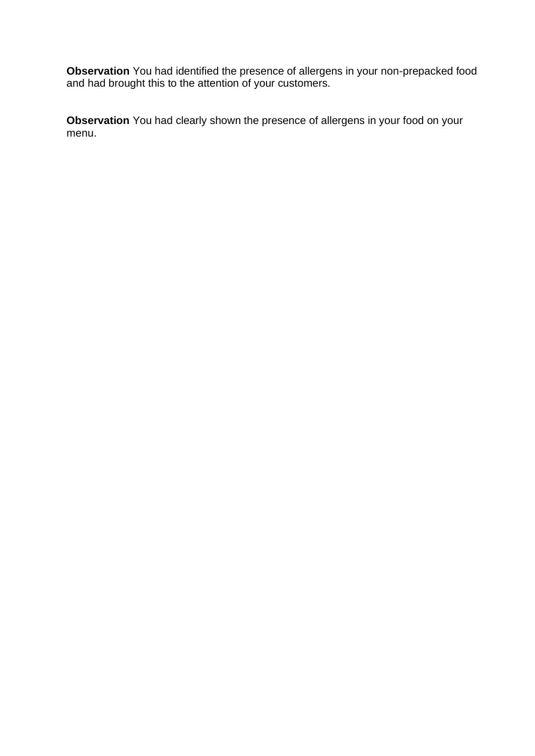**Observation** You had identified the presence of allergens in your non-prepacked food and had brought this to the attention of your customers.

**Observation** You had clearly shown the presence of allergens in your food on your menu.